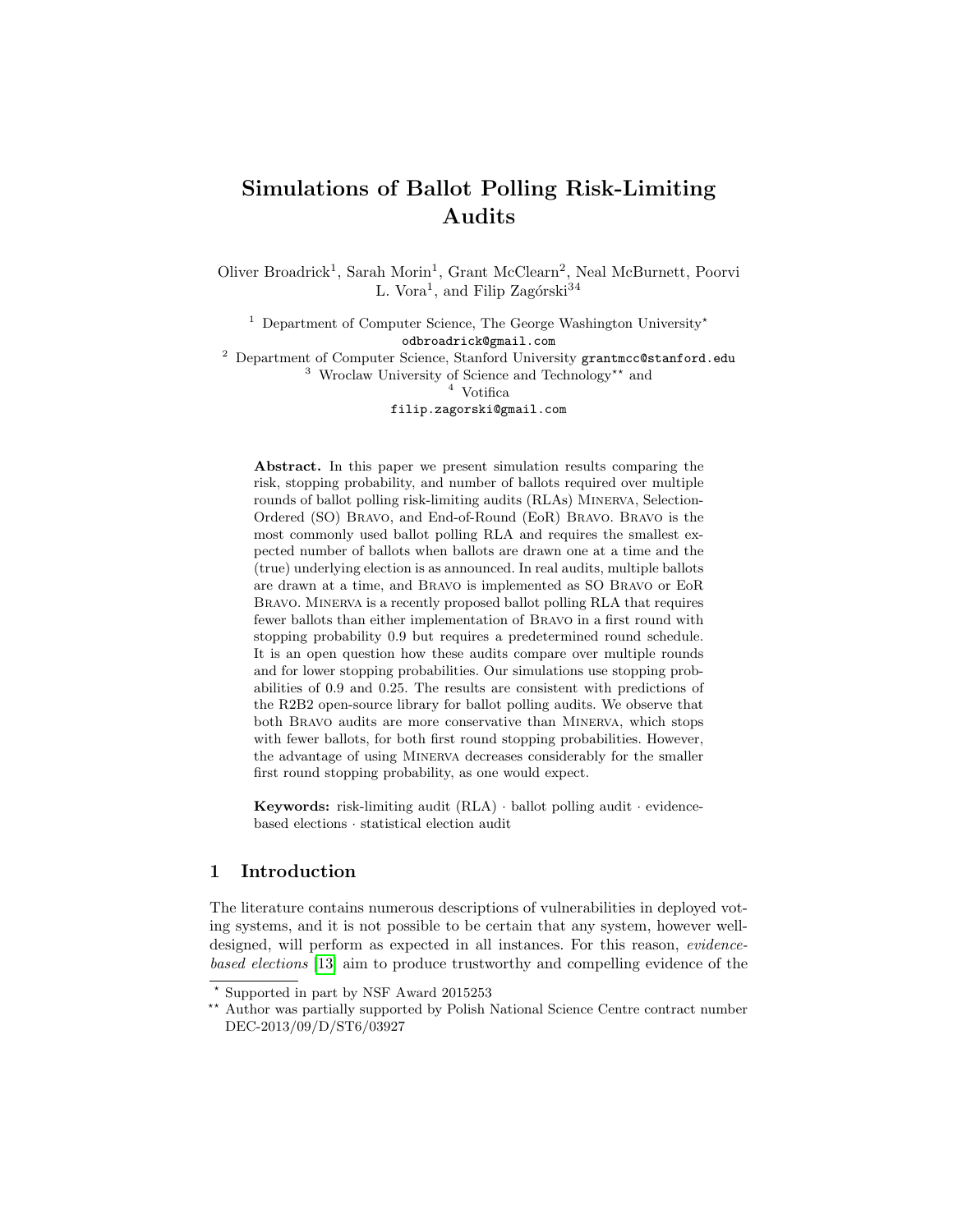# Simulations of Ballot Polling Risk-Limiting Audits

Oliver Broadrick[1], Sarah Morin[1], Grant McClearn[2], Neal McBurnett, Poorvi L. Vora[1], and Filip Zagórski[3,4]

[1] Department of Computer Science, The George Washington University*
odbroadrick@gmail.com

[2] Department of Computer Science, Stanford University grantmcc@stanford.edu

[3] Wroclaw University of Science and Technology** and

[4] Votifica

filip.zagorski@gmail.com

**Abstract.** In this paper we present simulation results comparing the risk, stopping probability, and number of ballots required over multiple rounds of ballot polling risk-limiting audits (RLAs) Minerva, Selection-Ordered (SO) Bravo, and End-of-Round (EoR) Bravo. Bravo is the most commonly used ballot polling RLA and requires the smallest expected number of ballots when ballots are drawn one at a time and the (true) underlying election is as announced. In real audits, multiple ballots are drawn at a time, and Bravo is implemented as SO Bravo or EoR Bravo. Minerva is a recently proposed ballot polling RLA that requires fewer ballots than either implementation of Bravo in a first round with stopping probability 0.9 but requires a predetermined round schedule. It is an open question how these audits compare over multiple rounds and for lower stopping probabilities. Our simulations use stopping probabilities of 0.9 and 0.25. The results are consistent with predictions of the R2B2 open-source library for ballot polling audits. We observe that both Bravo audits are more conservative than Minerva, which stops with fewer ballots, for both first round stopping probabilities. However, the advantage of using Minerva decreases considerably for the smaller first round stopping probability, as one would expect.

**Keywords:** risk-limiting audit (RLA) · ballot polling audit · evidence-based elections · statistical election audit

## 1 Introduction

The literature contains numerous descriptions of vulnerabilities in deployed voting systems, and it is not possible to be certain that any system, however well-designed, will perform as expected in all instances. For this reason, *evidence-based elections* [13] aim to produce trustworthy and compelling evidence of the

---

* Supported in part by NSF Award 2015253

** Author was partially supported by Polish National Science Centre contract number DEC-2013/09/D/ST6/03927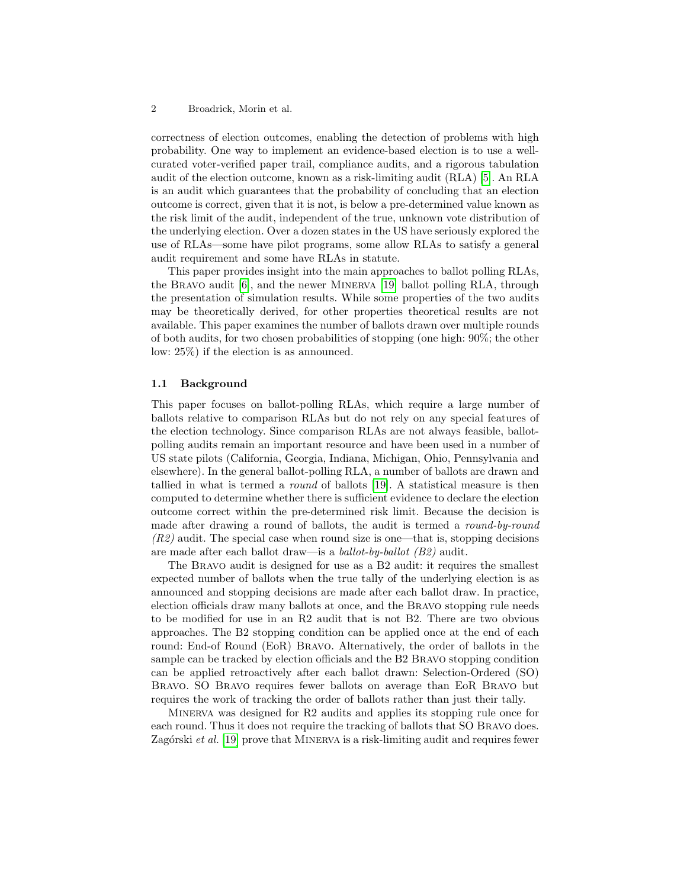correctness of election outcomes, enabling the detection of problems with high probability. One way to implement an evidence-based election is to use a well-curated voter-verified paper trail, compliance audits, and a rigorous tabulation audit of the election outcome, known as a risk-limiting audit (RLA) [5]. An RLA is an audit which guarantees that the probability of concluding that an election outcome is correct, given that it is not, is below a pre-determined value known as the risk limit of the audit, independent of the true, unknown vote distribution of the underlying election. Over a dozen states in the US have seriously explored the use of RLAs—some have pilot programs, some allow RLAs to satisfy a general audit requirement and some have RLAs in statute.

This paper provides insight into the main approaches to ballot polling RLAs, the Bravo audit [6], and the newer Minerva [19] ballot polling RLA, through the presentation of simulation results. While some properties of the two audits may be theoretically derived, for other properties theoretical results are not available. This paper examines the number of ballots drawn over multiple rounds of both audits, for two chosen probabilities of stopping (one high: 90%; the other low: 25%) if the election is as announced.

### 1.1 Background

This paper focuses on ballot-polling RLAs, which require a large number of ballots relative to comparison RLAs but do not rely on any special features of the election technology. Since comparison RLAs are not always feasible, ballot-polling audits remain an important resource and have been used in a number of US state pilots (California, Georgia, Indiana, Michigan, Ohio, Pennsylvania and elsewhere). In the general ballot-polling RLA, a number of ballots are drawn and tallied in what is termed a *round* of ballots [19]. A statistical measure is then computed to determine whether there is sufficient evidence to declare the election outcome correct within the pre-determined risk limit. Because the decision is made after drawing a round of ballots, the audit is termed a *round-by-round (R2)* audit. The special case when round size is one—that is, stopping decisions are made after each ballot draw—is a *ballot-by-ballot (B2)* audit.

The Bravo audit is designed for use as a B2 audit: it requires the smallest expected number of ballots when the true tally of the underlying election is as announced and stopping decisions are made after each ballot draw. In practice, election officials draw many ballots at once, and the Bravo stopping rule needs to be modified for use in an R2 audit that is not B2. There are two obvious approaches. The B2 stopping condition can be applied once at the end of each round: End-of Round (EoR) Bravo. Alternatively, the order of ballots in the sample can be tracked by election officials and the B2 Bravo stopping condition can be applied retroactively after each ballot drawn: Selection-Ordered (SO) Bravo. SO Bravo requires fewer ballots on average than EoR Bravo but requires the work of tracking the order of ballots rather than just their tally.

Minerva was designed for R2 audits and applies its stopping rule once for each round. Thus it does not require the tracking of ballots that SO Bravo does. Zagórski *et al.* [19] prove that Minerva is a risk-limiting audit and requires fewer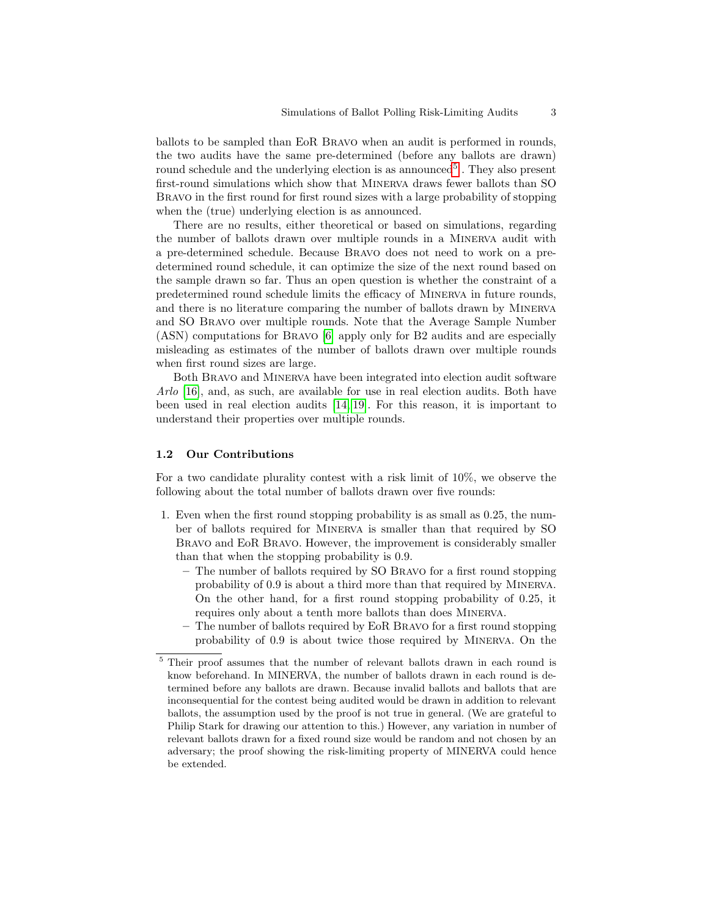ballots to be sampled than EoR Bravo when an audit is performed in rounds, the two audits have the same pre-determined (before any ballots are drawn) round schedule and the underlying election is as announced[5]. They also present first-round simulations which show that Minerva draws fewer ballots than SO Bravo in the first round for first round sizes with a large probability of stopping when the (true) underlying election is as announced.

There are no results, either theoretical or based on simulations, regarding the number of ballots drawn over multiple rounds in a Minerva audit with a pre-determined schedule. Because Bravo does not need to work on a pre-determined round schedule, it can optimize the size of the next round based on the sample drawn so far. Thus an open question is whether the constraint of a predetermined round schedule limits the efficacy of Minerva in future rounds, and there is no literature comparing the number of ballots drawn by Minerva and SO Bravo over multiple rounds. Note that the Average Sample Number (ASN) computations for Bravo [6] apply only for B2 audits and are especially misleading as estimates of the number of ballots drawn over multiple rounds when first round sizes are large.

Both Bravo and Minerva have been integrated into election audit software *Arlo* [16], and, as such, are available for use in real election audits. Both have been used in real election audits [14,19]. For this reason, it is important to understand their properties over multiple rounds.

### 1.2 Our Contributions

For a two candidate plurality contest with a risk limit of 10%, we observe the following about the total number of ballots drawn over five rounds:

1. Even when the first round stopping probability is as small as 0.25, the number of ballots required for Minerva is smaller than that required by SO Bravo and EoR Bravo. However, the improvement is considerably smaller than that when the stopping probability is 0.9.
   - The number of ballots required by SO Bravo for a first round stopping probability of 0.9 is about a third more than that required by Minerva. On the other hand, for a first round stopping probability of 0.25, it requires only about a tenth more ballots than does Minerva.
   - The number of ballots required by EoR Bravo for a first round stopping probability of 0.9 is about twice those required by Minerva. On the

[5] Their proof assumes that the number of relevant ballots drawn in each round is know beforehand. In MINERVA, the number of ballots drawn in each round is determined before any ballots are drawn. Because invalid ballots and ballots that are inconsequential for the contest being audited would be drawn in addition to relevant ballots, the assumption used by the proof is not true in general. (We are grateful to Philip Stark for drawing our attention to this.) However, any variation in number of relevant ballots drawn for a fixed round size would be random and not chosen by an adversary; the proof showing the risk-limiting property of MINERVA could hence be extended.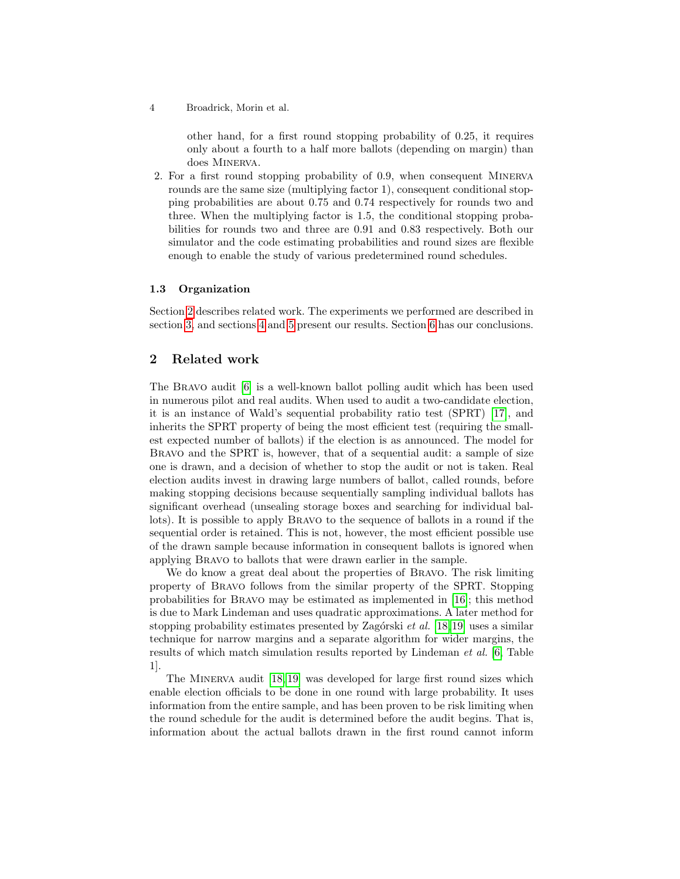other hand, for a first round stopping probability of 0.25, it requires only about a fourth to a half more ballots (depending on margin) than does Minerva.

2. For a first round stopping probability of 0.9, when consequent Minerva rounds are the same size (multiplying factor 1), consequent conditional stopping probabilities are about 0.75 and 0.74 respectively for rounds two and three. When the multiplying factor is 1.5, the conditional stopping probabilities for rounds two and three are 0.91 and 0.83 respectively. Both our simulator and the code estimating probabilities and round sizes are flexible enough to enable the study of various predetermined round schedules.

### 1.3 Organization

Section 2 describes related work. The experiments we performed are described in section 3, and sections 4 and 5 present our results. Section 6 has our conclusions.

## 2 Related work

The Bravo audit [6] is a well-known ballot polling audit which has been used in numerous pilot and real audits. When used to audit a two-candidate election, it is an instance of Wald's sequential probability ratio test (SPRT) [17], and inherits the SPRT property of being the most efficient test (requiring the smallest expected number of ballots) if the election is as announced. The model for Bravo and the SPRT is, however, that of a sequential audit: a sample of size one is drawn, and a decision of whether to stop the audit or not is taken. Real election audits invest in drawing large numbers of ballot, called rounds, before making stopping decisions because sequentially sampling individual ballots has significant overhead (unsealing storage boxes and searching for individual ballots). It is possible to apply Bravo to the sequence of ballots in a round if the sequential order is retained. This is not, however, the most efficient possible use of the drawn sample because information in consequent ballots is ignored when applying Bravo to ballots that were drawn earlier in the sample.

We do know a great deal about the properties of Bravo. The risk limiting property of Bravo follows from the similar property of the SPRT. Stopping probabilities for Bravo may be estimated as implemented in [16]; this method is due to Mark Lindeman and uses quadratic approximations. A later method for stopping probability estimates presented by Zagórski *et al.* [18,19] uses a similar technique for narrow margins and a separate algorithm for wider margins, the results of which match simulation results reported by Lindeman *et al.* [6, Table 1].

The Minerva audit [18,19] was developed for large first round sizes which enable election officials to be done in one round with large probability. It uses information from the entire sample, and has been proven to be risk limiting when the round schedule for the audit is determined before the audit begins. That is, information about the actual ballots drawn in the first round cannot inform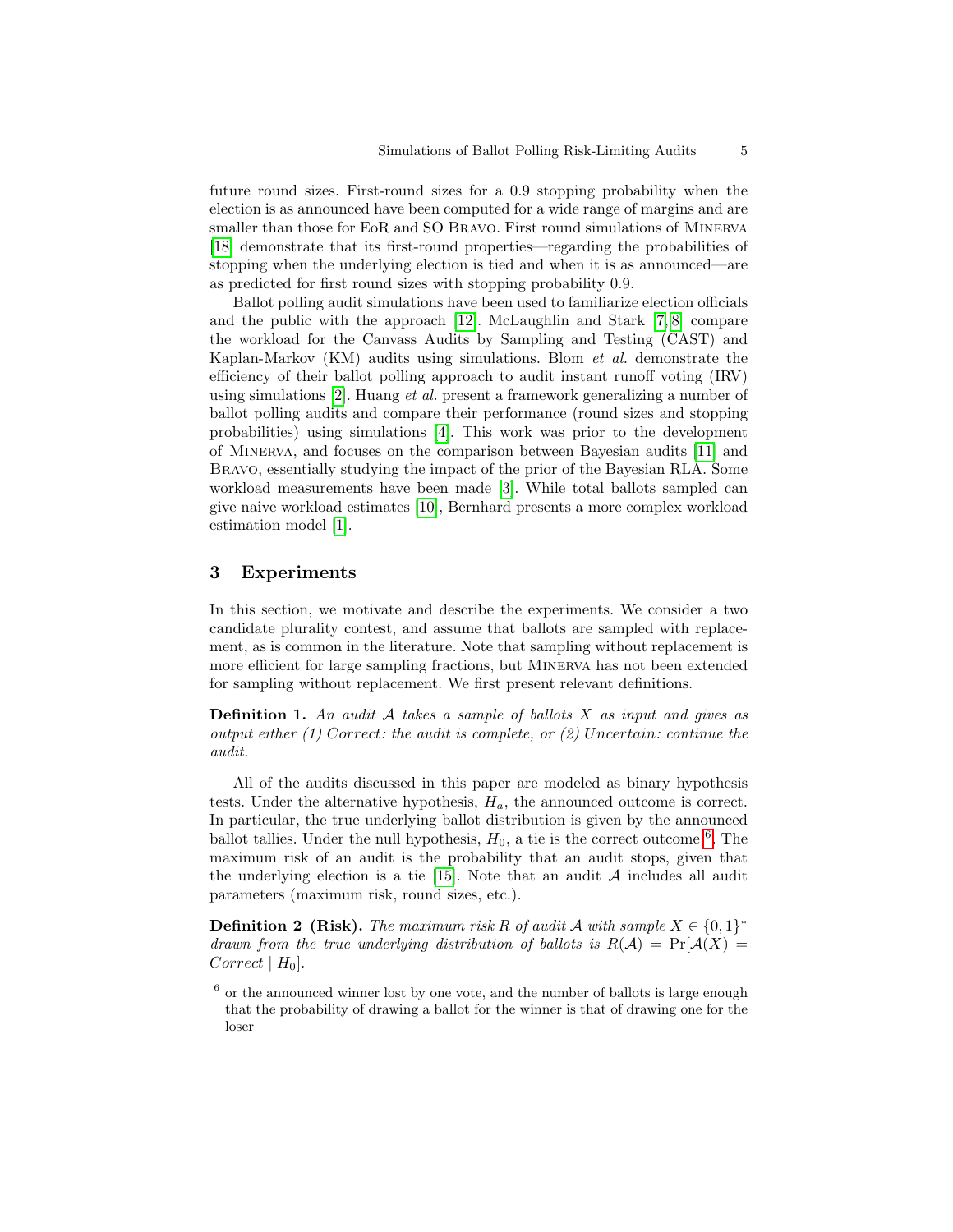future round sizes. First-round sizes for a 0.9 stopping probability when the election is as announced have been computed for a wide range of margins and are smaller than those for EoR and SO Bravo. First round simulations of Minerva [18] demonstrate that its first-round properties—regarding the probabilities of stopping when the underlying election is tied and when it is as announced—are as predicted for first round sizes with stopping probability 0.9.

Ballot polling audit simulations have been used to familiarize election officials and the public with the approach [12]. McLaughlin and Stark [7,8] compare the workload for the Canvass Audits by Sampling and Testing (CAST) and Kaplan-Markov (KM) audits using simulations. Blom *et al.* demonstrate the efficiency of their ballot polling approach to audit instant runoff voting (IRV) using simulations [2]. Huang *et al.* present a framework generalizing a number of ballot polling audits and compare their performance (round sizes and stopping probabilities) using simulations [4]. This work was prior to the development of Minerva, and focuses on the comparison between Bayesian audits [11] and Bravo, essentially studying the impact of the prior of the Bayesian RLA. Some workload measurements have been made [3]. While total ballots sampled can give naive workload estimates [10], Bernhard presents a more complex workload estimation model [1].

## 3 Experiments

In this section, we motivate and describe the experiments. We consider a two candidate plurality contest, and assume that ballots are sampled with replacement, as is common in the literature. Note that sampling without replacement is more efficient for large sampling fractions, but Minerva has not been extended for sampling without replacement. We first present relevant definitions.

**Definition 1.** *An audit $\mathcal{A}$ takes a sample of ballots $X$ as input and gives as output either (1) Correct: the audit is complete, or (2) Uncertain: continue the audit.*

All of the audits discussed in this paper are modeled as binary hypothesis tests. Under the alternative hypothesis, $H_a$, the announced outcome is correct. In particular, the true underlying ballot distribution is given by the announced ballot tallies. Under the null hypothesis, $H_0$, a tie is the correct outcome [6]. The maximum risk of an audit is the probability that an audit stops, given that the underlying election is a tie [15]. Note that an audit $\mathcal{A}$ includes all audit parameters (maximum risk, round sizes, etc.).

**Definition 2 (Risk).** *The maximum risk $R$ of audit $\mathcal{A}$ with sample $X \in \{0,1\}^*$ drawn from the true underlying distribution of ballots is $R(\mathcal{A}) = \Pr[\mathcal{A}(X) = Correct \mid H_0]$.*

[6] or the announced winner lost by one vote, and the number of ballots is large enough that the probability of drawing a ballot for the winner is that of drawing one for the loser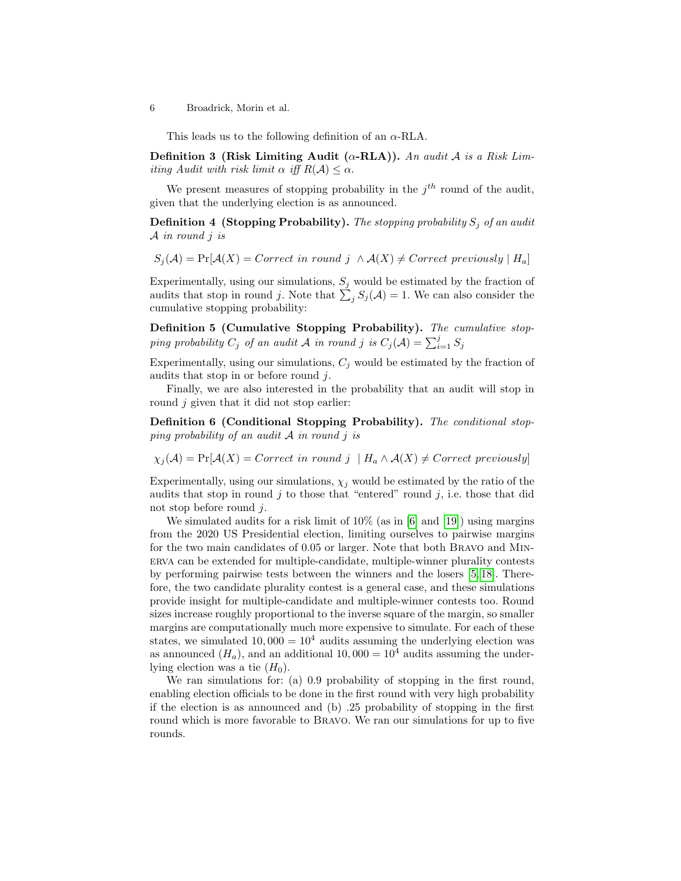This leads us to the following definition of an $\alpha$-RLA.

**Definition 3 (Risk Limiting Audit ($\alpha$-RLA)).** *An audit $\mathcal{A}$ is a Risk Limiting Audit with risk limit $\alpha$ iff $R(\mathcal{A}) \leq \alpha$.*

We present measures of stopping probability in the $j^{th}$ round of the audit, given that the underlying election is as announced.

**Definition 4 (Stopping Probability).** *The stopping probability $S_j$ of an audit $\mathcal{A}$ in round $j$ is*

$$S_j(\mathcal{A}) = \Pr[\mathcal{A}(X) = Correct\ in\ round\ j\ \wedge \mathcal{A}(X) \neq Correct\ previously \mid H_a]$$

Experimentally, using our simulations, $S_j$ would be estimated by the fraction of audits that stop in round $j$. Note that $\sum_j S_j(\mathcal{A}) = 1$. We can also consider the cumulative stopping probability:

**Definition 5 (Cumulative Stopping Probability).** *The cumulative stopping probability $C_j$ of an audit $\mathcal{A}$ in round $j$ is $C_j(\mathcal{A}) = \sum_{i=1}^{j} S_j$*

Experimentally, using our simulations, $C_j$ would be estimated by the fraction of audits that stop in or before round $j$.

Finally, we are also interested in the probability that an audit will stop in round $j$ given that it did not stop earlier:

**Definition 6 (Conditional Stopping Probability).** *The conditional stopping probability of an audit $\mathcal{A}$ in round $j$ is*

$$\chi_j(\mathcal{A}) = \Pr[\mathcal{A}(X) = Correct\ in\ round\ j\ \mid H_a \wedge \mathcal{A}(X) \neq Correct\ previously]$$

Experimentally, using our simulations, $\chi_j$ would be estimated by the ratio of the audits that stop in round $j$ to those that "entered" round $j$, i.e. those that did not stop before round $j$.

We simulated audits for a risk limit of 10% (as in [6] and [19]) using margins from the 2020 US Presidential election, limiting ourselves to pairwise margins for the two main candidates of 0.05 or larger. Note that both Bravo and Minerva can be extended for multiple-candidate, multiple-winner plurality contests by performing pairwise tests between the winners and the losers [5,18]. Therefore, the two candidate plurality contest is a general case, and these simulations provide insight for multiple-candidate and multiple-winner contests too. Round sizes increase roughly proportional to the inverse square of the margin, so smaller margins are computationally much more expensive to simulate. For each of these states, we simulated $10,000 = 10^4$ audits assuming the underlying election was as announced ($H_a$), and an additional $10,000 = 10^4$ audits assuming the underlying election was a tie ($H_0$).

We ran simulations for: (a) 0.9 probability of stopping in the first round, enabling election officials to be done in the first round with very high probability if the election is as announced and (b) .25 probability of stopping in the first round which is more favorable to Bravo. We ran our simulations for up to five rounds.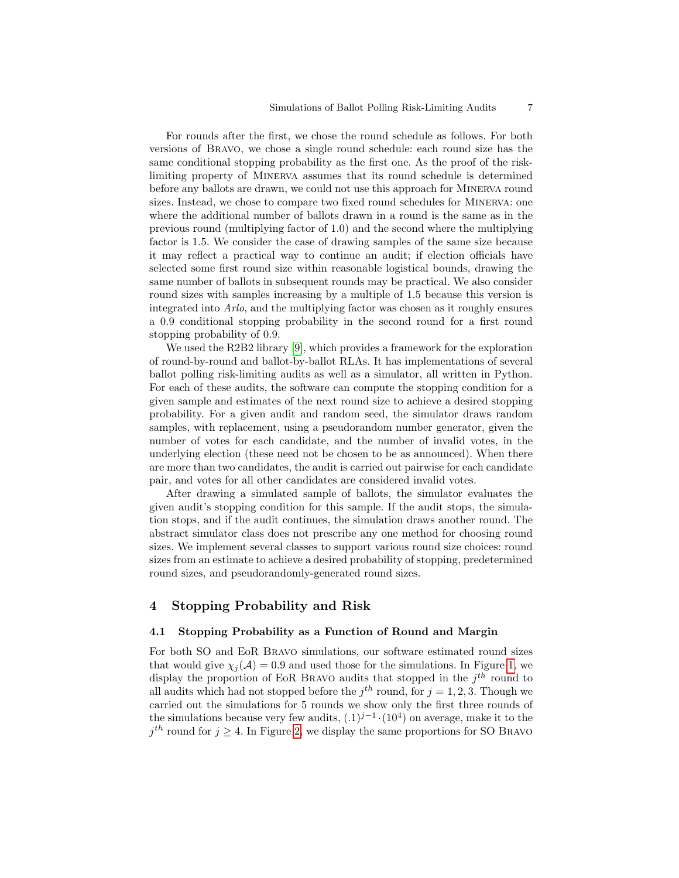For rounds after the first, we chose the round schedule as follows. For both versions of Bravo, we chose a single round schedule: each round size has the same conditional stopping probability as the first one. As the proof of the risk-limiting property of Minerva assumes that its round schedule is determined before any ballots are drawn, we could not use this approach for Minerva round sizes. Instead, we chose to compare two fixed round schedules for Minerva: one where the additional number of ballots drawn in a round is the same as in the previous round (multiplying factor of 1.0) and the second where the multiplying factor is 1.5. We consider the case of drawing samples of the same size because it may reflect a practical way to continue an audit; if election officials have selected some first round size within reasonable logistical bounds, drawing the same number of ballots in subsequent rounds may be practical. We also consider round sizes with samples increasing by a multiple of 1.5 because this version is integrated into *Arlo*, and the multiplying factor was chosen as it roughly ensures a 0.9 conditional stopping probability in the second round for a first round stopping probability of 0.9.

We used the R2B2 library [9], which provides a framework for the exploration of round-by-round and ballot-by-ballot RLAs. It has implementations of several ballot polling risk-limiting audits as well as a simulator, all written in Python. For each of these audits, the software can compute the stopping condition for a given sample and estimates of the next round size to achieve a desired stopping probability. For a given audit and random seed, the simulator draws random samples, with replacement, using a pseudorandom number generator, given the number of votes for each candidate, and the number of invalid votes, in the underlying election (these need not be chosen to be as announced). When there are more than two candidates, the audit is carried out pairwise for each candidate pair, and votes for all other candidates are considered invalid votes.

After drawing a simulated sample of ballots, the simulator evaluates the given audit's stopping condition for this sample. If the audit stops, the simulation stops, and if the audit continues, the simulation draws another round. The abstract simulator class does not prescribe any one method for choosing round sizes. We implement several classes to support various round size choices: round sizes from an estimate to achieve a desired probability of stopping, predetermined round sizes, and pseudorandomly-generated round sizes.

## 4 Stopping Probability and Risk

### 4.1 Stopping Probability as a Function of Round and Margin

For both SO and EoR Bravo simulations, our software estimated round sizes that would give $\chi_j(\mathcal{A}) = 0.9$ and used those for the simulations. In Figure 1, we display the proportion of EoR Bravo audits that stopped in the $j^{th}$ round to all audits which had not stopped before the $j^{th}$ round, for $j = 1, 2, 3$. Though we carried out the simulations for 5 rounds we show only the first three rounds of the simulations because very few audits, $(.1)^{j-1} \cdot (10^4)$ on average, make it to the $j^{th}$ round for $j \geq 4$. In Figure 2, we display the same proportions for SO Bravo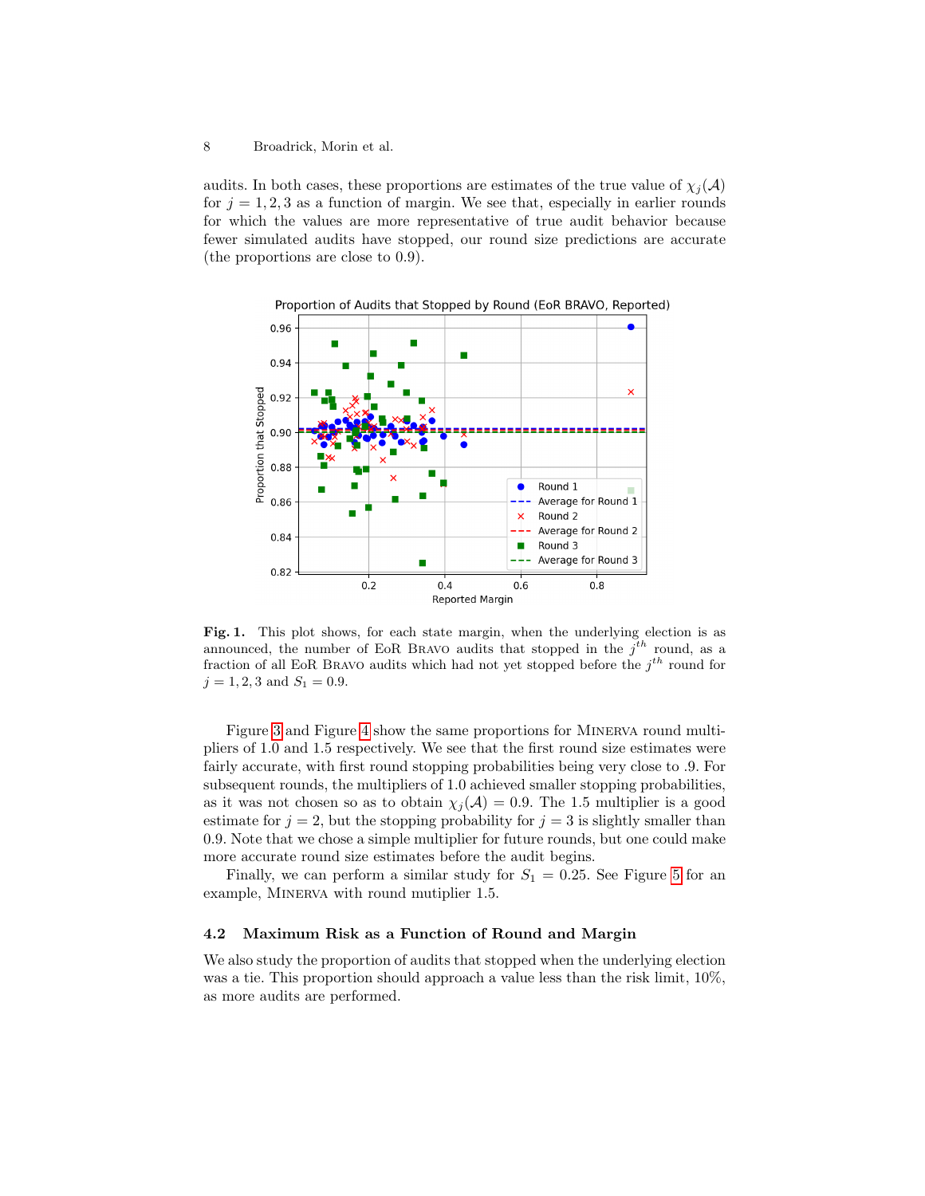audits. In both cases, these proportions are estimates of the true value of $\chi_j(\mathcal{A})$ for $j = 1, 2, 3$ as a function of margin. We see that, especially in earlier rounds for which the values are more representative of true audit behavior because fewer simulated audits have stopped, our round size predictions are accurate (the proportions are close to 0.9).

**Fig. 1.** This plot shows, for each state margin, when the underlying election is as announced, the number of EoR BRAVO audits that stopped in the $j^{th}$ round, as a fraction of all EoR BRAVO audits which had not yet stopped before the $j^{th}$ round for $j = 1, 2, 3$ and $S_1 = 0.9$.

Figure 3 and Figure 4 show the same proportions for MINERVA round multipliers of 1.0 and 1.5 respectively. We see that the first round size estimates were fairly accurate, with first round stopping probabilities being very close to .9. For subsequent rounds, the multipliers of 1.0 achieved smaller stopping probabilities, as it was not chosen so as to obtain $\chi_j(\mathcal{A}) = 0.9$. The 1.5 multiplier is a good estimate for $j = 2$, but the stopping probability for $j = 3$ is slightly smaller than 0.9. Note that we chose a simple multiplier for future rounds, but one could make more accurate round size estimates before the audit begins.

Finally, we can perform a similar study for $S_1 = 0.25$. See Figure 5 for an example, MINERVA with round mutiplier 1.5.

### 4.2 Maximum Risk as a Function of Round and Margin

We also study the proportion of audits that stopped when the underlying election was a tie. This proportion should approach a value less than the risk limit, 10%, as more audits are performed.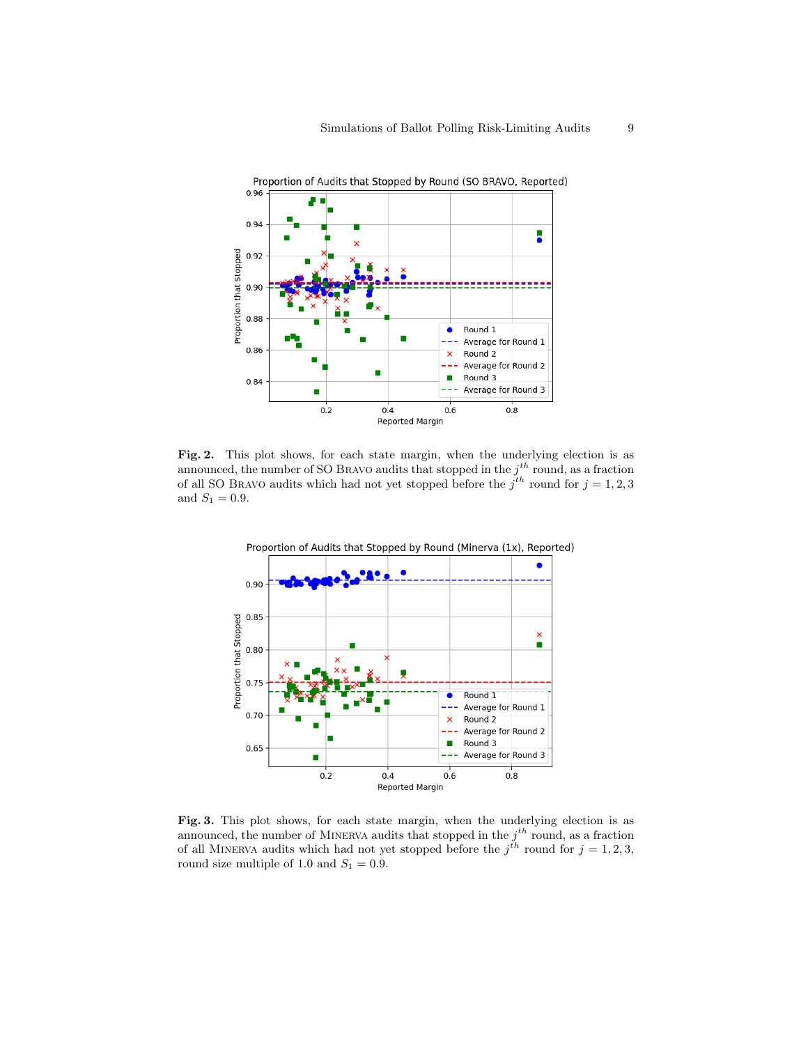**Fig. 2.** This plot shows, for each state margin, when the underlying election is as announced, the number of SO BRAVO audits that stopped in the $j^{th}$ round, as a fraction of all SO BRAVO audits which had not yet stopped before the $j^{th}$ round for $j = 1, 2, 3$ and $S_1 = 0.9$.

**Fig. 3.** This plot shows, for each state margin, when the underlying election is as announced, the number of MINERVA audits that stopped in the $j^{th}$ round, as a fraction of all MINERVA audits which had not yet stopped before the $j^{th}$ round for $j = 1, 2, 3$, round size multiple of 1.0 and $S_1 = 0.9$.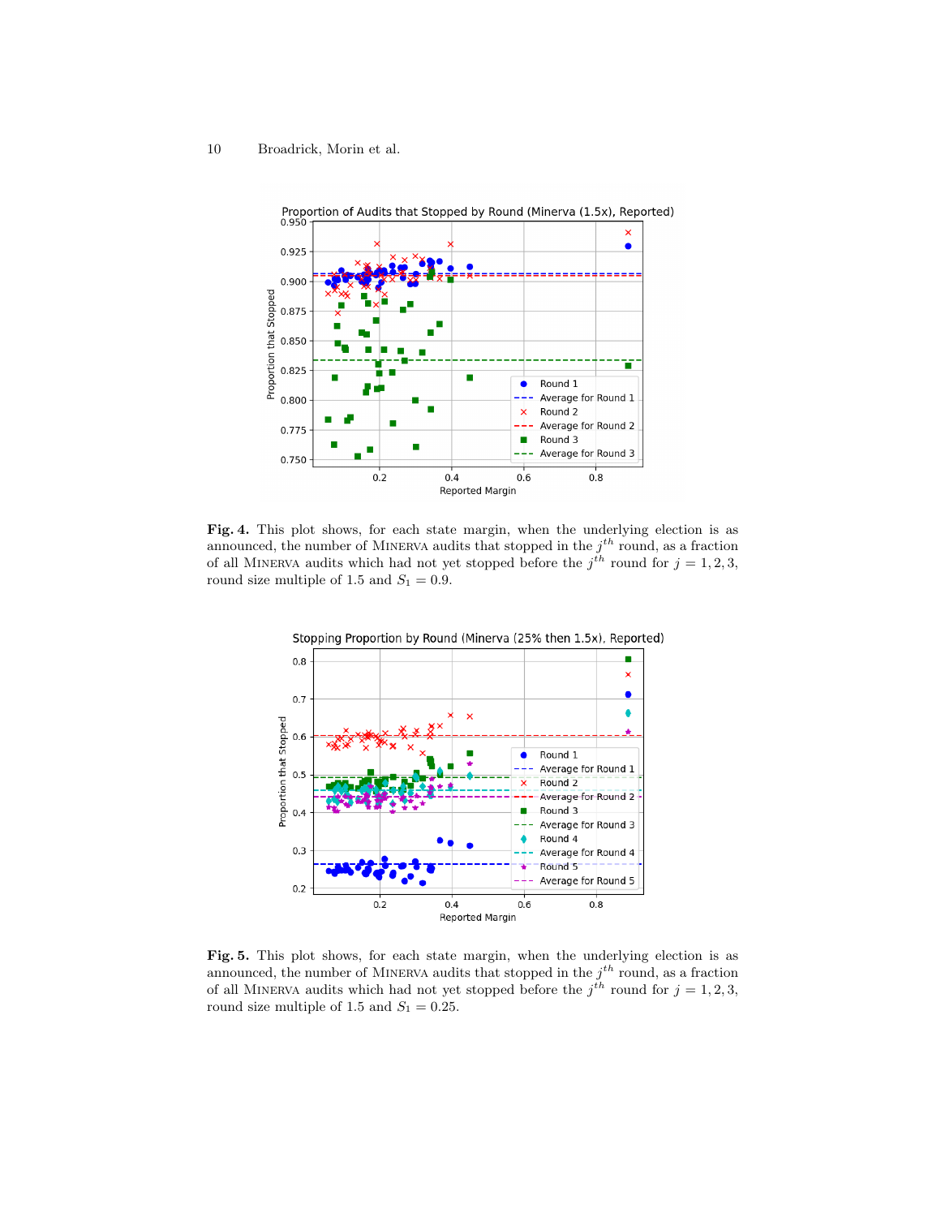**Fig. 4.** This plot shows, for each state margin, when the underlying election is as announced, the number of MINERVA audits that stopped in the $j^{th}$ round, as a fraction of all MINERVA audits which had not yet stopped before the $j^{th}$ round for $j = 1, 2, 3$, round size multiple of 1.5 and $S_1 = 0.9$.

**Fig. 5.** This plot shows, for each state margin, when the underlying election is as announced, the number of MINERVA audits that stopped in the $j^{th}$ round, as a fraction of all MINERVA audits which had not yet stopped before the $j^{th}$ round for $j = 1, 2, 3$, round size multiple of 1.5 and $S_1 = 0.25$.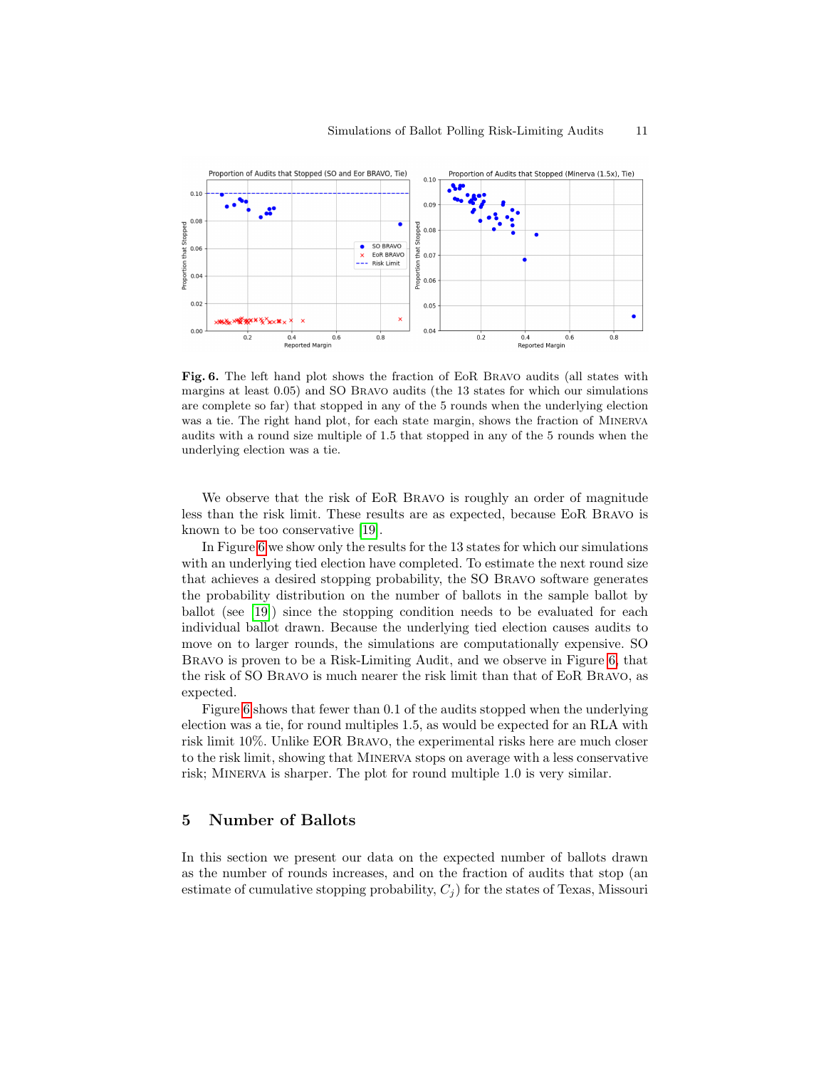**Fig. 6.** The left hand plot shows the fraction of EoR Bravo audits (all states with margins at least 0.05) and SO Bravo audits (the 13 states for which our simulations are complete so far) that stopped in any of the 5 rounds when the underlying election was a tie. The right hand plot, for each state margin, shows the fraction of Minerva audits with a round size multiple of 1.5 that stopped in any of the 5 rounds when the underlying election was a tie.

We observe that the risk of EoR Bravo is roughly an order of magnitude less than the risk limit. These results are as expected, because EoR Bravo is known to be too conservative [19].

In Figure 6 we show only the results for the 13 states for which our simulations with an underlying tied election have completed. To estimate the next round size that achieves a desired stopping probability, the SO Bravo software generates the probability distribution on the number of ballots in the sample ballot by ballot (see [19]) since the stopping condition needs to be evaluated for each individual ballot drawn. Because the underlying tied election causes audits to move on to larger rounds, the simulations are computationally expensive. SO Bravo is proven to be a Risk-Limiting Audit, and we observe in Figure 6, that the risk of SO Bravo is much nearer the risk limit than that of EoR Bravo, as expected.

Figure 6 shows that fewer than 0.1 of the audits stopped when the underlying election was a tie, for round multiples 1.5, as would be expected for an RLA with risk limit 10%. Unlike EOR Bravo, the experimental risks here are much closer to the risk limit, showing that Minerva stops on average with a less conservative risk; Minerva is sharper. The plot for round multiple 1.0 is very similar.

## 5 Number of Ballots

In this section we present our data on the expected number of ballots drawn as the number of rounds increases, and on the fraction of audits that stop (an estimate of cumulative stopping probability, $C_j$) for the states of Texas, Missouri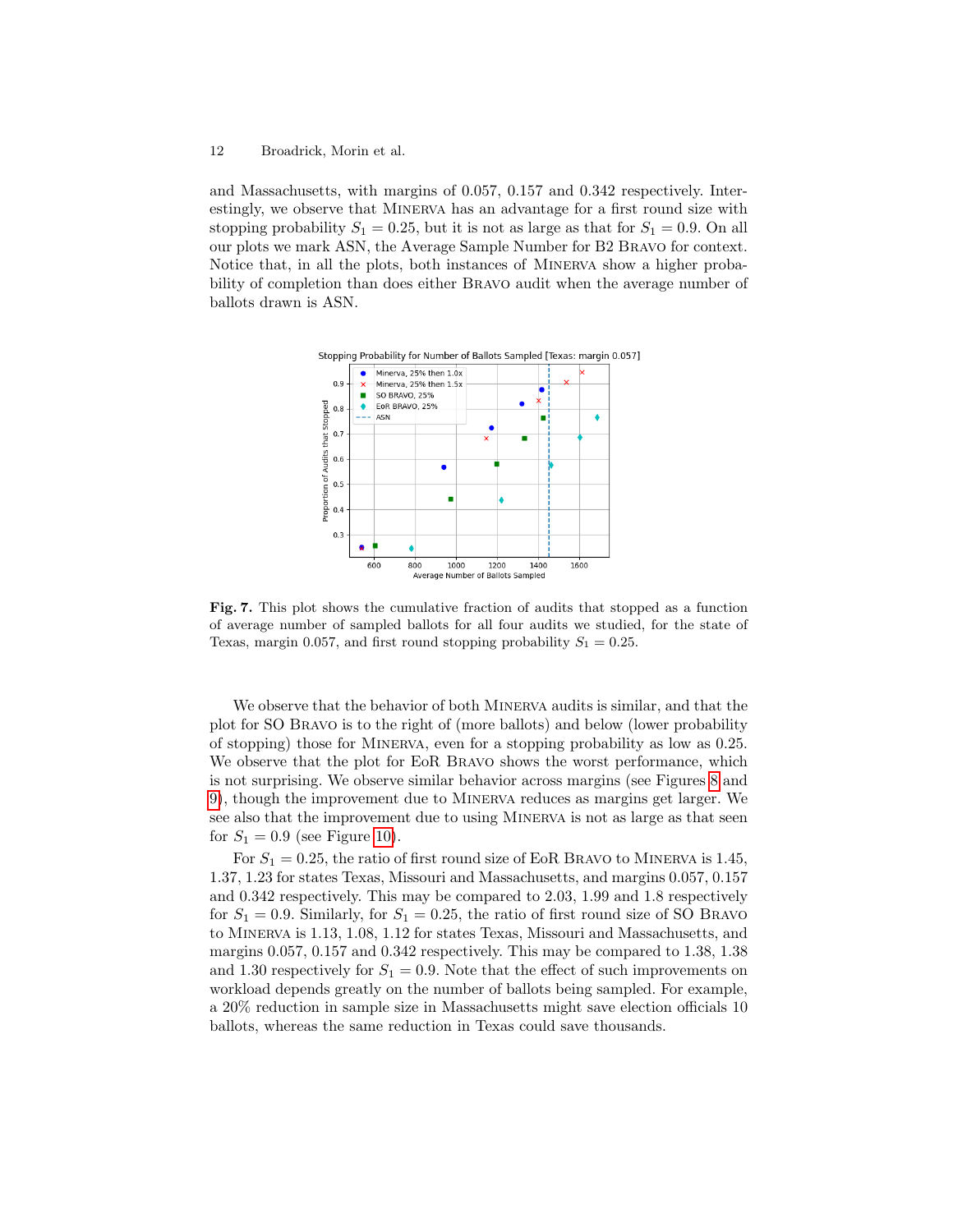and Massachusetts, with margins of 0.057, 0.157 and 0.342 respectively. Interestingly, we observe that Minerva has an advantage for a first round size with stopping probability $S_1 = 0.25$, but it is not as large as that for $S_1 = 0.9$. On all our plots we mark ASN, the Average Sample Number for B2 Bravo for context. Notice that, in all the plots, both instances of Minerva show a higher probability of completion than does either Bravo audit when the average number of ballots drawn is ASN.

**Fig. 7.** This plot shows the cumulative fraction of audits that stopped as a function of average number of sampled ballots for all four audits we studied, for the state of Texas, margin 0.057, and first round stopping probability $S_1 = 0.25$.

We observe that the behavior of both Minerva audits is similar, and that the plot for SO Bravo is to the right of (more ballots) and below (lower probability of stopping) those for Minerva, even for a stopping probability as low as 0.25. We observe that the plot for EoR Bravo shows the worst performance, which is not surprising. We observe similar behavior across margins (see Figures 8 and 9), though the improvement due to Minerva reduces as margins get larger. We see also that the improvement due to using Minerva is not as large as that seen for $S_1 = 0.9$ (see Figure 10).

For $S_1 = 0.25$, the ratio of first round size of EoR Bravo to Minerva is 1.45, 1.37, 1.23 for states Texas, Missouri and Massachusetts, and margins 0.057, 0.157 and 0.342 respectively. This may be compared to 2.03, 1.99 and 1.8 respectively for $S_1 = 0.9$. Similarly, for $S_1 = 0.25$, the ratio of first round size of SO Bravo to Minerva is 1.13, 1.08, 1.12 for states Texas, Missouri and Massachusetts, and margins 0.057, 0.157 and 0.342 respectively. This may be compared to 1.38, 1.38 and 1.30 respectively for $S_1 = 0.9$. Note that the effect of such improvements on workload depends greatly on the number of ballots being sampled. For example, a 20% reduction in sample size in Massachusetts might save election officials 10 ballots, whereas the same reduction in Texas could save thousands.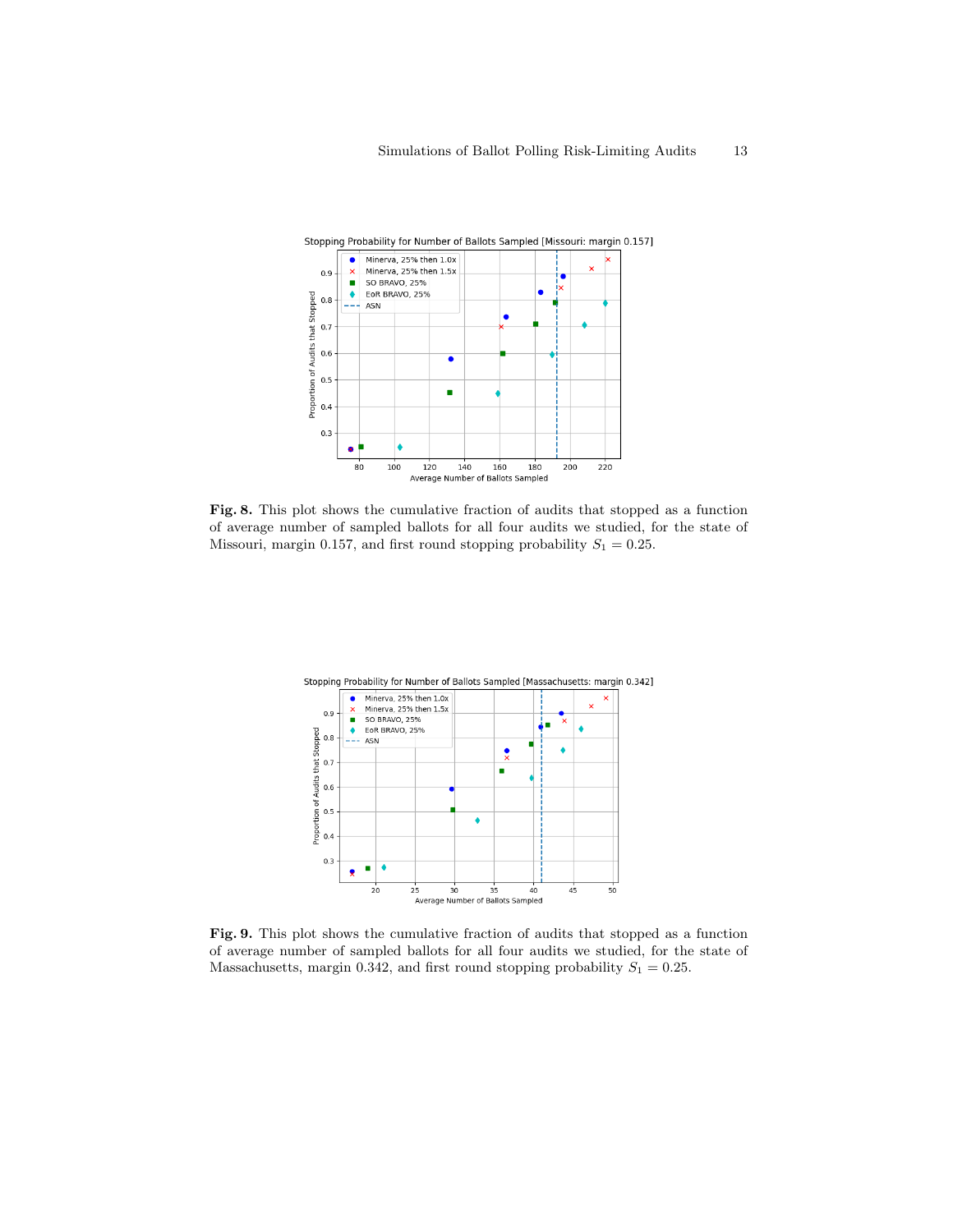**Fig. 8.** This plot shows the cumulative fraction of audits that stopped as a function of average number of sampled ballots for all four audits we studied, for the state of Missouri, margin 0.157, and first round stopping probability $S_1 = 0.25$.

**Fig. 9.** This plot shows the cumulative fraction of audits that stopped as a function of average number of sampled ballots for all four audits we studied, for the state of Massachusetts, margin 0.342, and first round stopping probability $S_1 = 0.25$.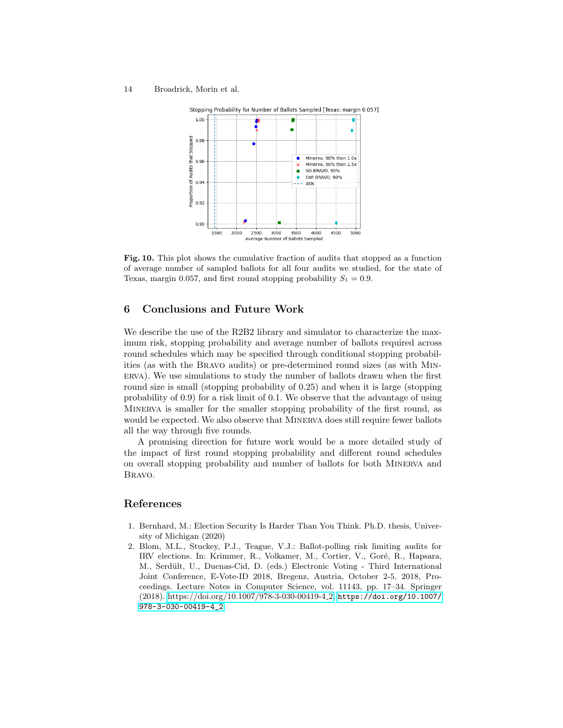**Fig. 10.** This plot shows the cumulative fraction of audits that stopped as a function of average number of sampled ballots for all four audits we studied, for the state of Texas, margin 0.057, and first round stopping probability $S_1 = 0.9$.

## 6 Conclusions and Future Work

We describe the use of the R2B2 library and simulator to characterize the maximum risk, stopping probability and average number of ballots required across round schedules which may be specified through conditional stopping probabilities (as with the Bravo audits) or pre-determined round sizes (as with Minerva). We use simulations to study the number of ballots drawn when the first round size is small (stopping probability of 0.25) and when it is large (stopping probability of 0.9) for a risk limit of 0.1. We observe that the advantage of using Minerva is smaller for the smaller stopping probability of the first round, as would be expected. We also observe that Minerva does still require fewer ballots all the way through five rounds.

A promising direction for future work would be a more detailed study of the impact of first round stopping probability and different round schedules on overall stopping probability and number of ballots for both Minerva and Bravo.

## References

1. Bernhard, M.: Election Security Is Harder Than You Think. Ph.D. thesis, University of Michigan (2020)
2. Blom, M.L., Stuckey, P.J., Teague, V.J.: Ballot-polling risk limiting audits for IRV elections. In: Krimmer, R., Volkamer, M., Cortier, V., Goré, R., Hapsara, M., Serdült, U., Duenas-Cid, D. (eds.) Electronic Voting - Third International Joint Conference, E-Vote-ID 2018, Bregenz, Austria, October 2-5, 2018, Proceedings. Lecture Notes in Computer Science, vol. 11143, pp. 17–34. Springer (2018). https://doi.org/10.1007/978-3-030-00419-4_2, https://doi.org/10.1007/978-3-030-00419-4_2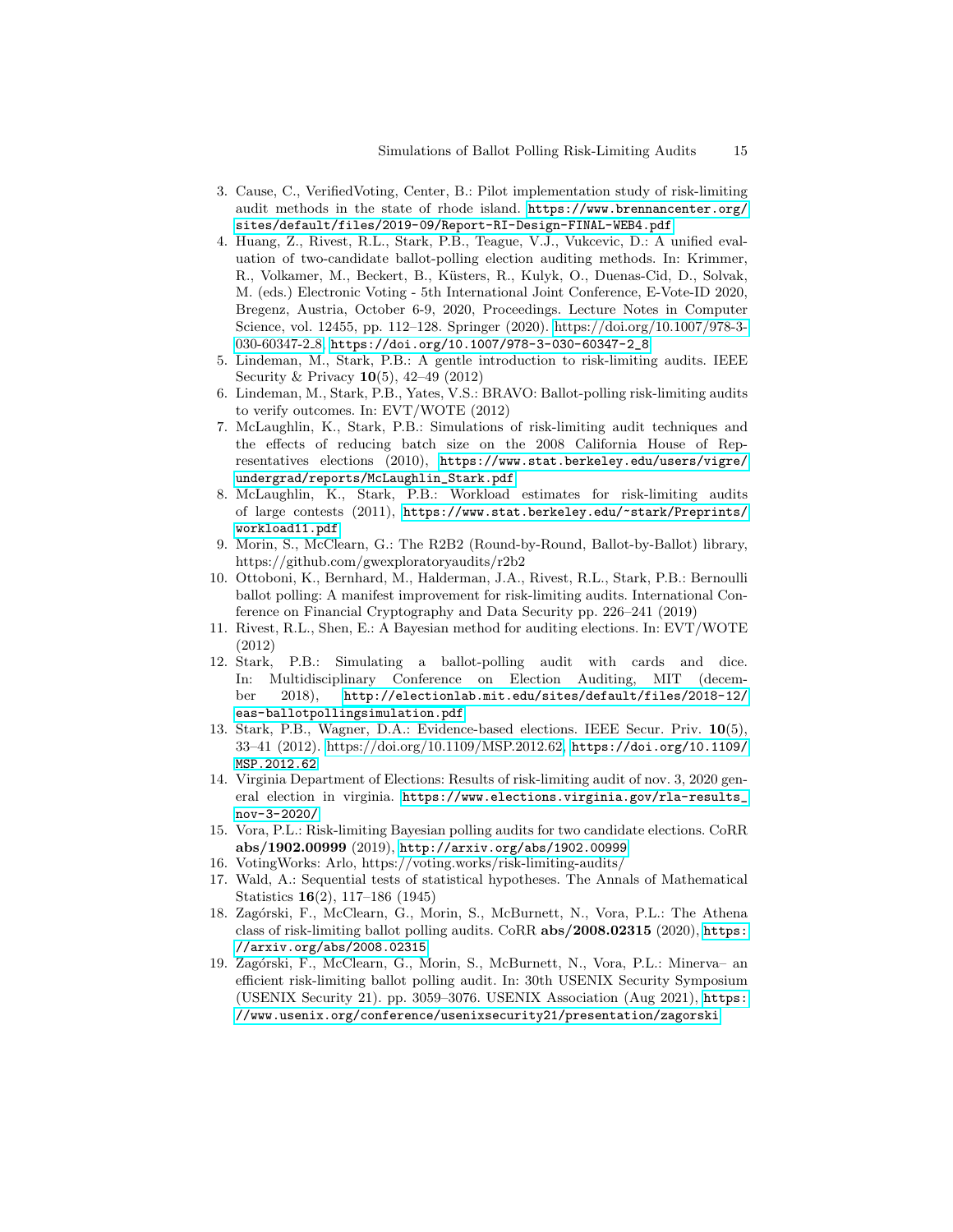3. Cause, C., VerifiedVoting, Center, B.: Pilot implementation study of risk-limiting audit methods in the state of rhode island. https://www.brennancenter.org/sites/default/files/2019-09/Report-RI-Design-FINAL-WEB4.pdf
4. Huang, Z., Rivest, R.L., Stark, P.B., Teague, V.J., Vukcevic, D.: A unified evaluation of two-candidate ballot-polling election auditing methods. In: Krimmer, R., Volkamer, M., Beckert, B., Küsters, R., Kulyk, O., Duenas-Cid, D., Solvak, M. (eds.) Electronic Voting - 5th International Joint Conference, E-Vote-ID 2020, Bregenz, Austria, October 6-9, 2020, Proceedings. Lecture Notes in Computer Science, vol. 12455, pp. 112–128. Springer (2020). https://doi.org/10.1007/978-3-030-60347-2_8, https://doi.org/10.1007/978-3-030-60347-2_8
5. Lindeman, M., Stark, P.B.: A gentle introduction to risk-limiting audits. IEEE Security & Privacy **10**(5), 42–49 (2012)
6. Lindeman, M., Stark, P.B., Yates, V.S.: BRAVO: Ballot-polling risk-limiting audits to verify outcomes. In: EVT/WOTE (2012)
7. McLaughlin, K., Stark, P.B.: Simulations of risk-limiting audit techniques and the effects of reducing batch size on the 2008 California House of Representatives elections (2010), https://www.stat.berkeley.edu/users/vigre/undergrad/reports/McLaughlin_Stark.pdf
8. McLaughlin, K., Stark, P.B.: Workload estimates for risk-limiting audits of large contests (2011), https://www.stat.berkeley.edu/~stark/Preprints/workload11.pdf
9. Morin, S., McClearn, G.: The R2B2 (Round-by-Round, Ballot-by-Ballot) library, https://github.com/gwexploratoryaudits/r2b2
10. Ottoboni, K., Bernhard, M., Halderman, J.A., Rivest, R.L., Stark, P.B.: Bernoulli ballot polling: A manifest improvement for risk-limiting audits. International Conference on Financial Cryptography and Data Security pp. 226–241 (2019)
11. Rivest, R.L., Shen, E.: A Bayesian method for auditing elections. In: EVT/WOTE (2012)
12. Stark, P.B.: Simulating a ballot-polling audit with cards and dice. In: Multidisciplinary Conference on Election Auditing, MIT (december 2018), http://electionlab.mit.edu/sites/default/files/2018-12/eas-ballotpollingsimulation.pdf
13. Stark, P.B., Wagner, D.A.: Evidence-based elections. IEEE Secur. Priv. **10**(5), 33–41 (2012). https://doi.org/10.1109/MSP.2012.62, https://doi.org/10.1109/MSP.2012.62
14. Virginia Department of Elections: Results of risk-limiting audit of nov. 3, 2020 general election in virginia. https://www.elections.virginia.gov/rla-results_nov-3-2020/
15. Vora, P.L.: Risk-limiting Bayesian polling audits for two candidate elections. CoRR **abs/1902.00999** (2019), http://arxiv.org/abs/1902.00999
16. VotingWorks: Arlo, https://voting.works/risk-limiting-audits/
17. Wald, A.: Sequential tests of statistical hypotheses. The Annals of Mathematical Statistics **16**(2), 117–186 (1945)
18. Zagórski, F., McClearn, G., Morin, S., McBurnett, N., Vora, P.L.: The Athena class of risk-limiting ballot polling audits. CoRR **abs/2008.02315** (2020), https://arxiv.org/abs/2008.02315
19. Zagórski, F., McClearn, G., Morin, S., McBurnett, N., Vora, P.L.: Minerva– an efficient risk-limiting ballot polling audit. In: 30th USENIX Security Symposium (USENIX Security 21). pp. 3059–3076. USENIX Association (Aug 2021), https://www.usenix.org/conference/usenixsecurity21/presentation/zagorski